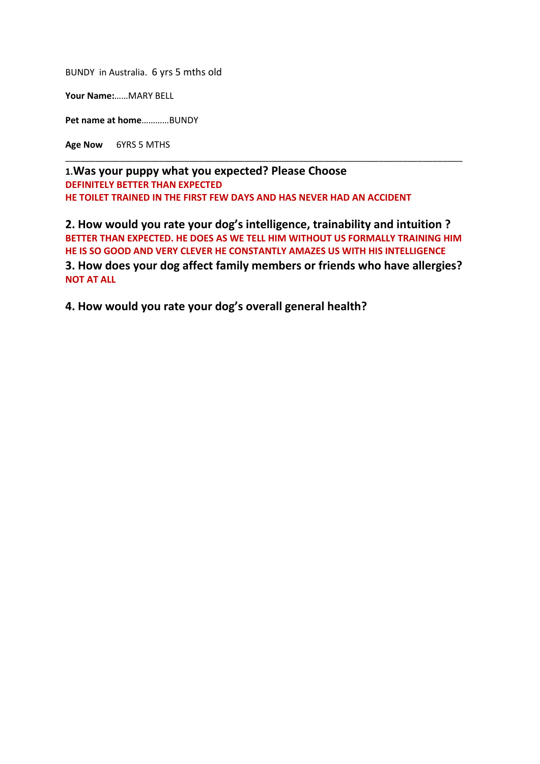BUNDY in Australia. 6 yrs 5 mths old

**Your Name:**……MARY BELL

**Pet name at home**…………BUNDY

**Age Now** 6YRS 5 MTHS

---

**1.Was your puppy what you expected? Please Choose**

**DEFINITELY BETTER THAN EXPECTED**

**HE TOILET TRAINED IN THE FIRST FEW DAYS AND HAS NEVER HAD AN ACCIDENT**

**2. How would you rate your dog's intelligence, trainability and intuition ?**

**BETTER THAN EXPECTED. HE DOES AS WE TELL HIM WITHOUT US FORMALLY TRAINING HIM HE IS SO GOOD AND VERY CLEVER HE CONSTANTLY AMAZES US WITH HIS INTELLIGENCE**

**3. How does your dog affect family members or friends who have allergies?**

**NOT AT ALL**

**4. How would you rate your dog's overall general health?**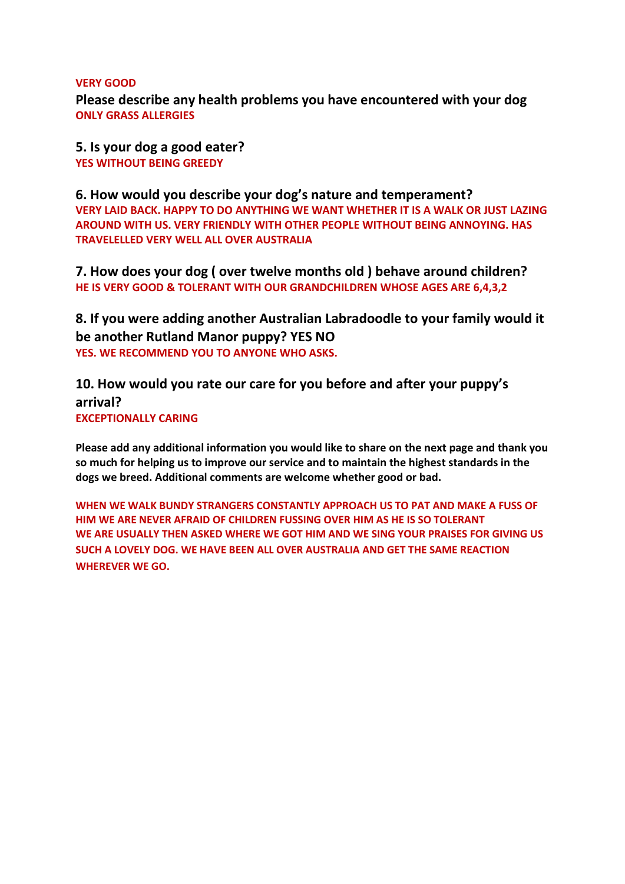VERY GOOD

**Please describe any health problems you have encountered with your dog**

ONLY GRASS ALLERGIES

**5. Is your dog a good eater?**

YES WITHOUT BEING GREEDY

**6. How would you describe your dog's nature and temperament?**

VERY LAID BACK. HAPPY TO DO ANYTHING WE WANT WHETHER IT IS A WALK OR JUST LAZING AROUND WITH US. VERY FRIENDLY WITH OTHER PEOPLE WITHOUT BEING ANNOYING. HAS TRAVELELLED VERY WELL ALL OVER AUSTRALIA

**7. How does your dog ( over twelve months old ) behave around children?**

HE IS VERY GOOD & TOLERANT WITH OUR GRANDCHILDREN WHOSE AGES ARE 6,4,3,2

**8. If you were adding another Australian Labradoodle to your family would it be another Rutland Manor puppy? YES NO**

YES. WE RECOMMEND YOU TO ANYONE WHO ASKS.

**10. How would you rate our care for you before and after your puppy's arrival?**

EXCEPTIONALLY CARING

**Please add any additional information you would like to share on the next page and thank you so much for helping us to improve our service and to maintain the highest standards in the dogs we breed. Additional comments are welcome whether good or bad.**

WHEN WE WALK BUNDY STRANGERS CONSTANTLY APPROACH US TO PAT AND MAKE A FUSS OF HIM WE ARE NEVER AFRAID OF CHILDREN FUSSING OVER HIM AS HE IS SO TOLERANT
WE ARE USUALLY THEN ASKED WHERE WE GOT HIM AND WE SING YOUR PRAISES FOR GIVING US SUCH A LOVELY DOG. WE HAVE BEEN ALL OVER AUSTRALIA AND GET THE SAME REACTION WHEREVER WE GO.